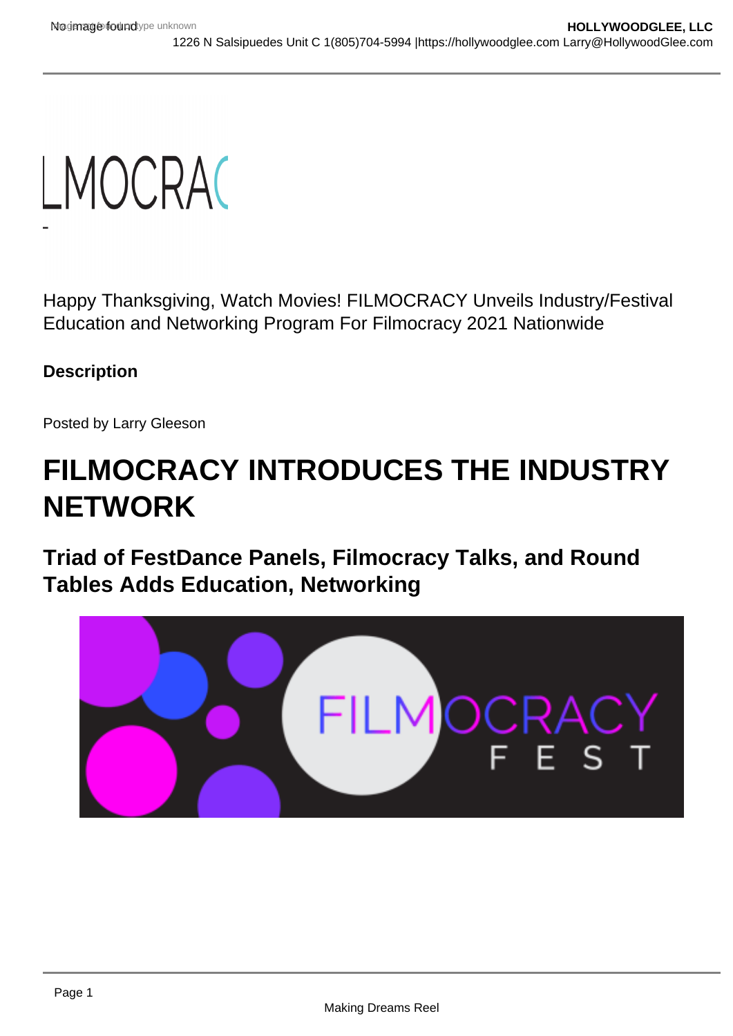Happy Thanksgiving, Watch Movies! FILMOCRACY Unveils Industry/Festival Education and Networking Program For Filmocracy 2021 Nationwide

**Description**

Posted by Larry Gleeson

# FILMOCRACY INTRODUCES THE INDUSTRY NETWORK

## Triad of FestDance Panels, Filmocracy Talks, and Round Tables Adds Education, Networking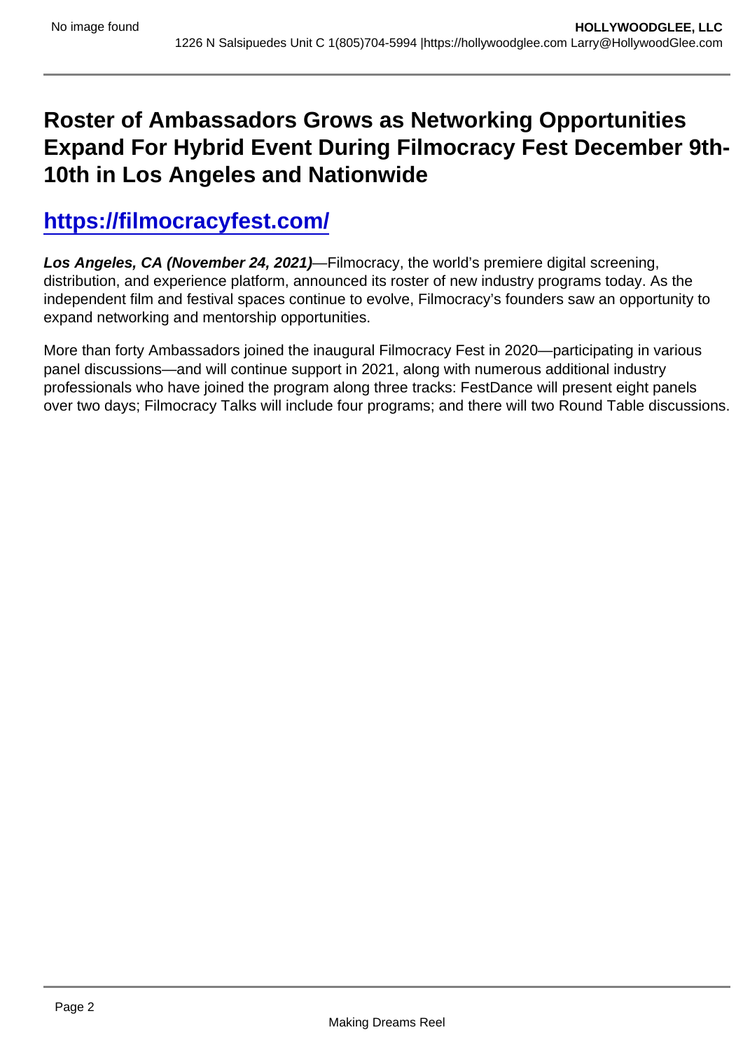# Roster of Ambassadors Grows as Networking Opportunities Expand For Hybrid Event During Filmocracy Fest December 9th-10th in Los Angeles and Nationwide

## https://filmocracyfest.com/

***Los Angeles, CA (November 24, 2021)***—Filmocracy, the world's premiere digital screening, distribution, and experience platform, announced its roster of new industry programs today. As the independent film and festival spaces continue to evolve, Filmocracy's founders saw an opportunity to expand networking and mentorship opportunities.

More than forty Ambassadors joined the inaugural Filmocracy Fest in 2020—participating in various panel discussions—and will continue support in 2021, along with numerous additional industry professionals who have joined the program along three tracks: FestDance will present eight panels over two days; Filmocracy Talks will include four programs; and there will two Round Table discussions.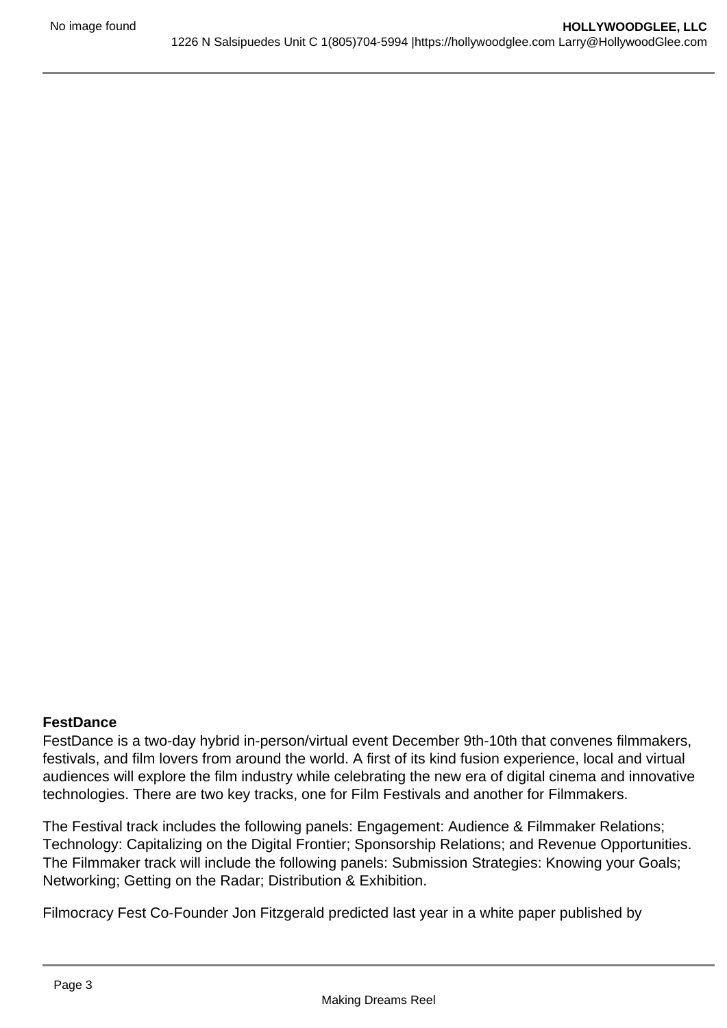**FestDance**

FestDance is a two-day hybrid in-person/virtual event December 9th-10th that convenes filmmakers, festivals, and film lovers from around the world. A first of its kind fusion experience, local and virtual audiences will explore the film industry while celebrating the new era of digital cinema and innovative technologies. There are two key tracks, one for Film Festivals and another for Filmmakers.

The Festival track includes the following panels: Engagement: Audience & Filmmaker Relations; Technology: Capitalizing on the Digital Frontier; Sponsorship Relations; and Revenue Opportunities. The Filmmaker track will include the following panels: Submission Strategies: Knowing your Goals; Networking; Getting on the Radar; Distribution & Exhibition.

Filmocracy Fest Co-Founder Jon Fitzgerald predicted last year in a white paper published by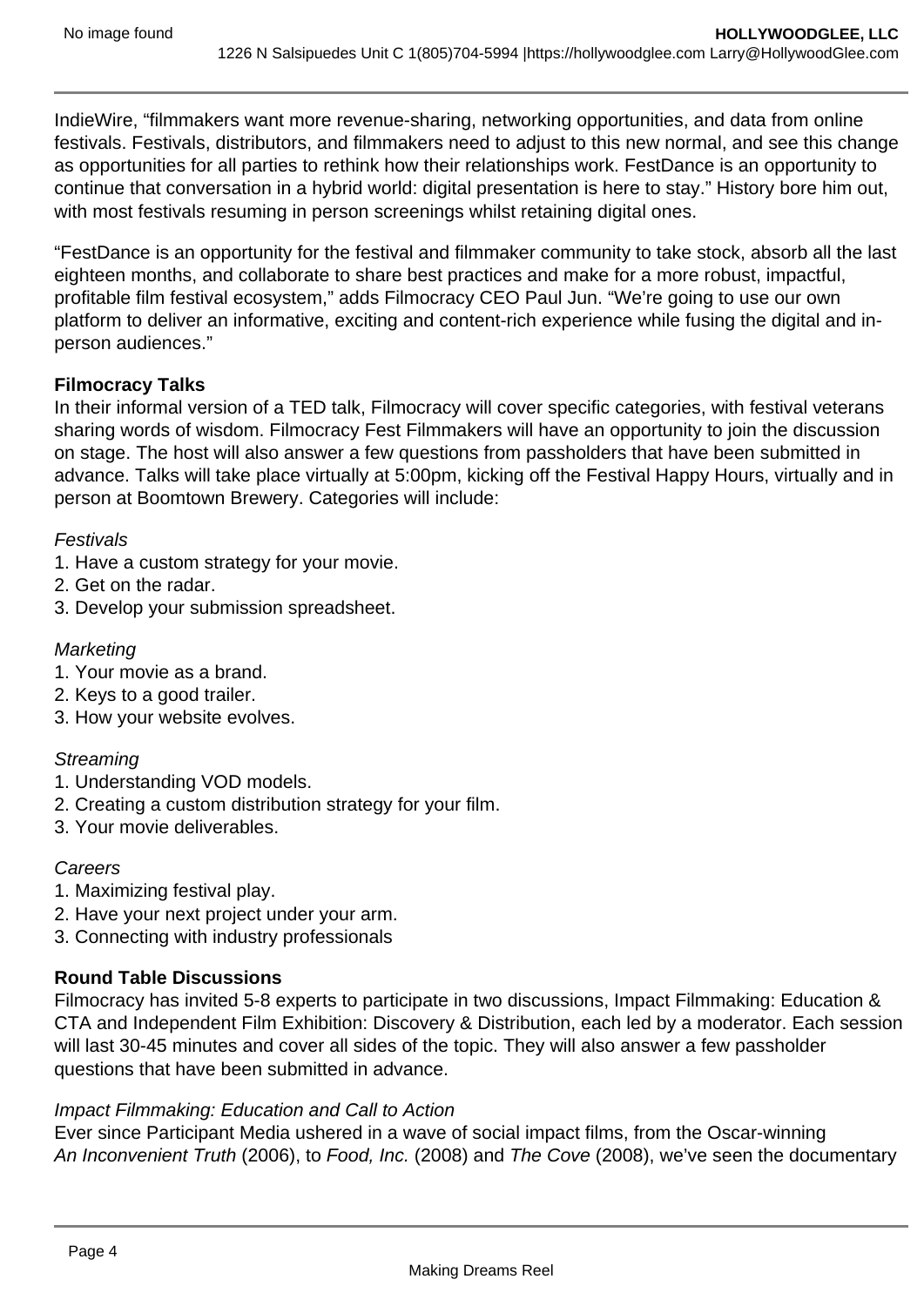IndieWire, “filmmakers want more revenue-sharing, networking opportunities, and data from online festivals. Festivals, distributors, and filmmakers need to adjust to this new normal, and see this change as opportunities for all parties to rethink how their relationships work. FestDance is an opportunity to continue that conversation in a hybrid world: digital presentation is here to stay.” History bore him out, with most festivals resuming in person screenings whilst retaining digital ones.

“FestDance is an opportunity for the festival and filmmaker community to take stock, absorb all the last eighteen months, and collaborate to share best practices and make for a more robust, impactful, profitable film festival ecosystem,” adds Filmocracy CEO Paul Jun. “We’re going to use our own platform to deliver an informative, exciting and content-rich experience while fusing the digital and in-person audiences.”

**Filmocracy Talks**
In their informal version of a TED talk, Filmocracy will cover specific categories, with festival veterans sharing words of wisdom. Filmocracy Fest Filmmakers will have an opportunity to join the discussion on stage. The host will also answer a few questions from passholders that have been submitted in advance. Talks will take place virtually at 5:00pm, kicking off the Festival Happy Hours, virtually and in person at Boomtown Brewery. Categories will include:

*Festivals*
1. Have a custom strategy for your movie.
2. Get on the radar.
3. Develop your submission spreadsheet.

*Marketing*
1. Your movie as a brand.
2. Keys to a good trailer.
3. How your website evolves.

*Streaming*
1. Understanding VOD models.
2. Creating a custom distribution strategy for your film.
3. Your movie deliverables.

*Careers*
1. Maximizing festival play.
2. Have your next project under your arm.
3. Connecting with industry professionals

**Round Table Discussions**
Filmocracy has invited 5-8 experts to participate in two discussions, Impact Filmmaking: Education & CTA and Independent Film Exhibition: Discovery & Distribution, each led by a moderator. Each session will last 30-45 minutes and cover all sides of the topic. They will also answer a few passholder questions that have been submitted in advance.

*Impact Filmmaking: Education and Call to Action*
Ever since Participant Media ushered in a wave of social impact films, from the Oscar-winning *An Inconvenient Truth* (2006), to *Food, Inc.* (2008) and *The Cove* (2008), we’ve seen the documentary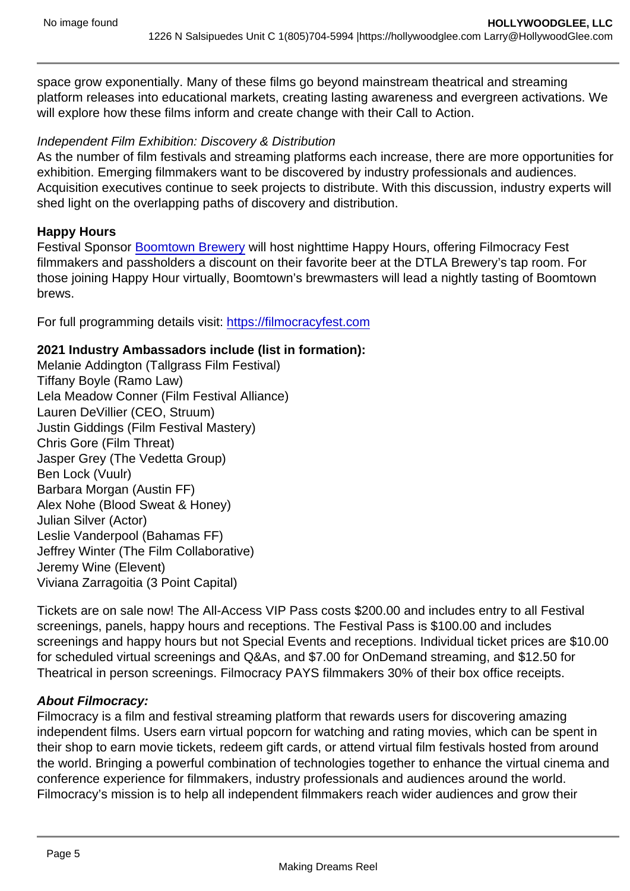space grow exponentially. Many of these films go beyond mainstream theatrical and streaming platform releases into educational markets, creating lasting awareness and evergreen activations. We will explore how these films inform and create change with their Call to Action.

*Independent Film Exhibition: Discovery & Distribution*
As the number of film festivals and streaming platforms each increase, there are more opportunities for exhibition. Emerging filmmakers want to be discovered by industry professionals and audiences. Acquisition executives continue to seek projects to distribute. With this discussion, industry experts will shed light on the overlapping paths of discovery and distribution.

**Happy Hours**
Festival Sponsor Boomtown Brewery will host nighttime Happy Hours, offering Filmocracy Fest filmmakers and passholders a discount on their favorite beer at the DTLA Brewery's tap room. For those joining Happy Hour virtually, Boomtown's brewmasters will lead a nightly tasting of Boomtown brews.

For full programming details visit: https://filmocracyfest.com

**2021 Industry Ambassadors include (list in formation):**
Melanie Addington (Tallgrass Film Festival)
Tiffany Boyle (Ramo Law)
Lela Meadow Conner (Film Festival Alliance)
Lauren DeVillier (CEO, Struum)
Justin Giddings (Film Festival Mastery)
Chris Gore (Film Threat)
Jasper Grey (The Vedetta Group)
Ben Lock (Vuulr)
Barbara Morgan (Austin FF)
Alex Nohe (Blood Sweat & Honey)
Julian Silver (Actor)
Leslie Vanderpool (Bahamas FF)
Jeffrey Winter (The Film Collaborative)
Jeremy Wine (Elevent)
Viviana Zarragoitia (3 Point Capital)

Tickets are on sale now! The All-Access VIP Pass costs $200.00 and includes entry to all Festival screenings, panels, happy hours and receptions. The Festival Pass is $100.00 and includes screenings and happy hours but not Special Events and receptions. Individual ticket prices are $10.00 for scheduled virtual screenings and Q&As, and $7.00 for OnDemand streaming, and $12.50 for Theatrical in person screenings. Filmocracy PAYS filmmakers 30% of their box office receipts.

***About Filmocracy:***
Filmocracy is a film and festival streaming platform that rewards users for discovering amazing independent films. Users earn virtual popcorn for watching and rating movies, which can be spent in their shop to earn movie tickets, redeem gift cards, or attend virtual film festivals hosted from around the world. Bringing a powerful combination of technologies together to enhance the virtual cinema and conference experience for filmmakers, industry professionals and audiences around the world. Filmocracy's mission is to help all independent filmmakers reach wider audiences and grow their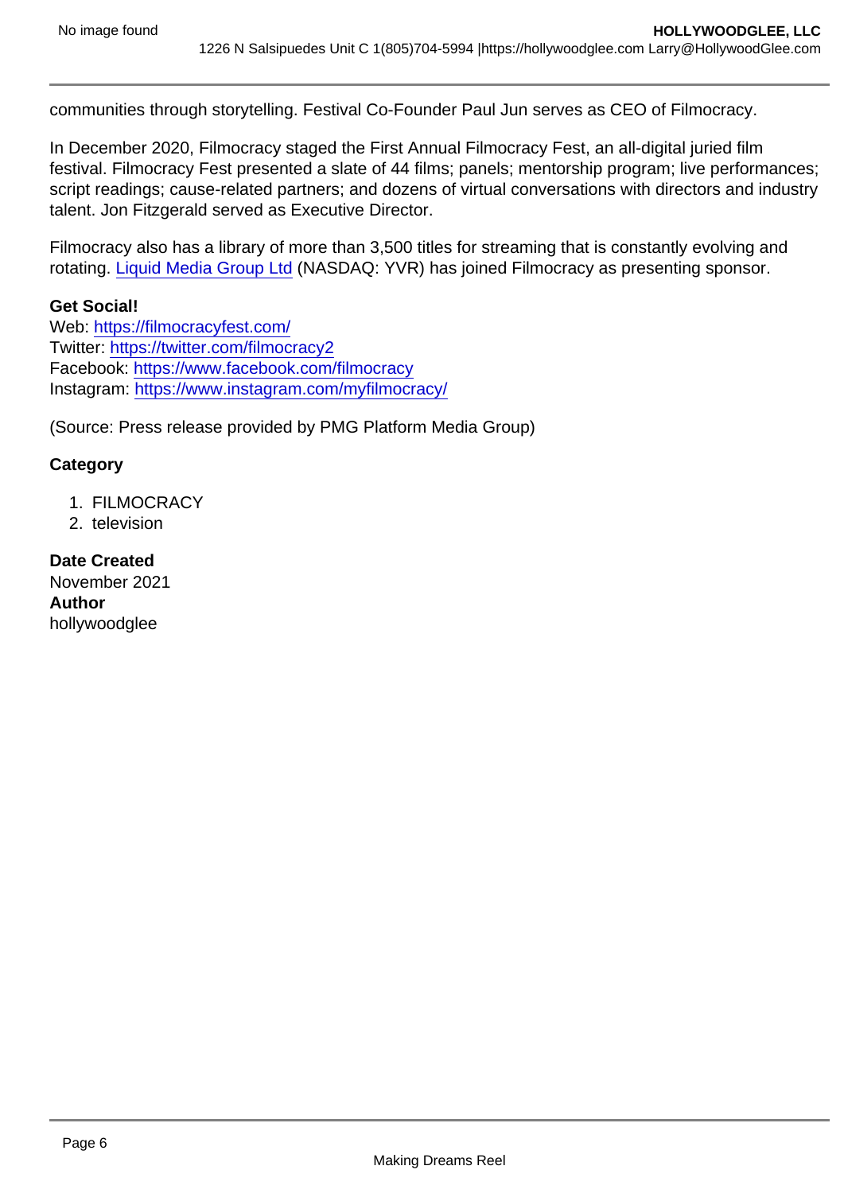communities through storytelling. Festival Co-Founder Paul Jun serves as CEO of Filmocracy.

In December 2020, Filmocracy staged the First Annual Filmocracy Fest, an all-digital juried film festival. Filmocracy Fest presented a slate of 44 films; panels; mentorship program; live performances; script readings; cause-related partners; and dozens of virtual conversations with directors and industry talent. Jon Fitzgerald served as Executive Director.

Filmocracy also has a library of more than 3,500 titles for streaming that is constantly evolving and rotating. Liquid Media Group Ltd (NASDAQ: YVR) has joined Filmocracy as presenting sponsor.

**Get Social!**
Web: https://filmocracyfest.com/
Twitter: https://twitter.com/filmocracy2
Facebook: https://www.facebook.com/filmocracy
Instagram: https://www.instagram.com/myfilmocracy/

(Source: Press release provided by PMG Platform Media Group)

**Category**

1. FILMOCRACY
2. television

**Date Created**
November 2021
**Author**
hollywoodglee